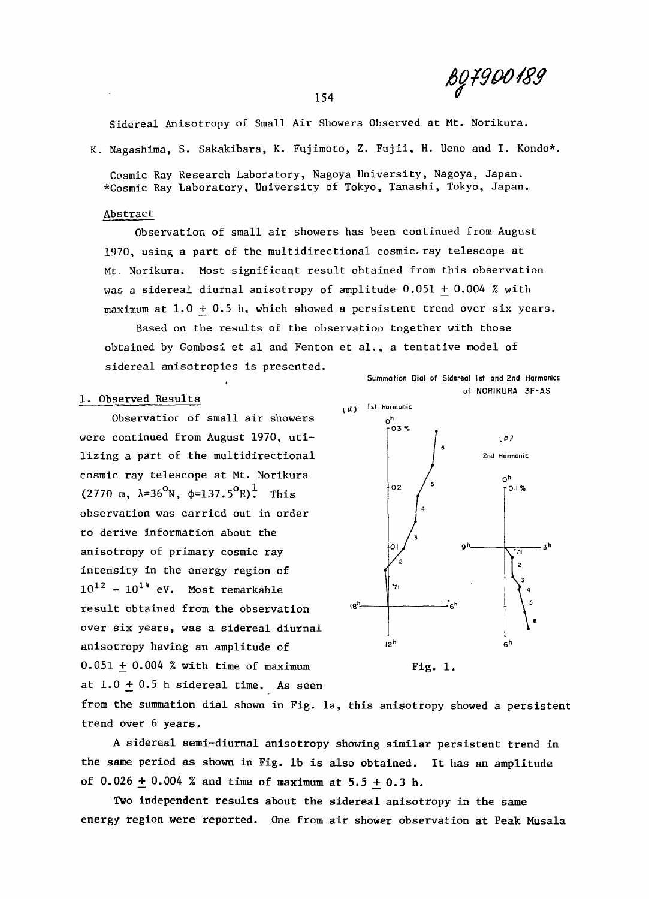BG7900189

Sidereal Anisotropy of Small Air Showers Observed at Mt. Norikura.

K. Nagashima, S. Sakakibara, K. Fujimoto, Z. Fujii, H. Ueno and I. Kondo*.

Cosmic Ray Research Laboratory, Nagoya University, Nagoya, Japan.
*Cosmic Ray Laboratory, University of Tokyo, Tanashi, Tokyo, Japan.

## Abstract

Observation of small air showers has been continued from August 1970, using a part of the multidirectional cosmic ray telescope at Mt. Norikura. Most significant result obtained from this observation was a sidereal diurnal anisotropy of amplitude 0.051 ± 0.004 % with maximum at 1.0 ± 0.5 h, which showed a persistent trend over six years.

Based on the results of the observation together with those obtained by Gombosi et al and Fenton et al., a tentative model of sidereal anisotropies is presented.

## 1. Observed Results

Observation of small air showers were continued from August 1970, utilizing a part of the multidirectional cosmic ray telescope at Mt. Norikura (2770 m, $\lambda$=36°N, $\phi$=137.5°E).[1] This observation was carried out in order to derive information about the anisotropy of primary cosmic ray intensity in the energy region of $10^{12}$ - $10^{14}$ eV. Most remarkable result obtained from the observation over six years, was a sidereal diurnal anisotropy having an amplitude of 0.051 ± 0.004 % with time of maximum at 1.0 ± 0.5 h sidereal time. As seen from the summation dial shown in Fig. 1a, this anisotropy showed a persistent trend over 6 years.

Summation Dial of Sidereal 1st and 2nd Harmonics of NORIKURA 3F-AS

Fig. 1.

A sidereal semi-diurnal anisotropy showing similar persistent trend in the same period as shown in Fig. 1b is also obtained. It has an amplitude of 0.026 ± 0.004 % and time of maximum at 5.5 ± 0.3 h.

Two independent results about the sidereal anisotropy in the same energy region were reported. One from air shower observation at Peak Musala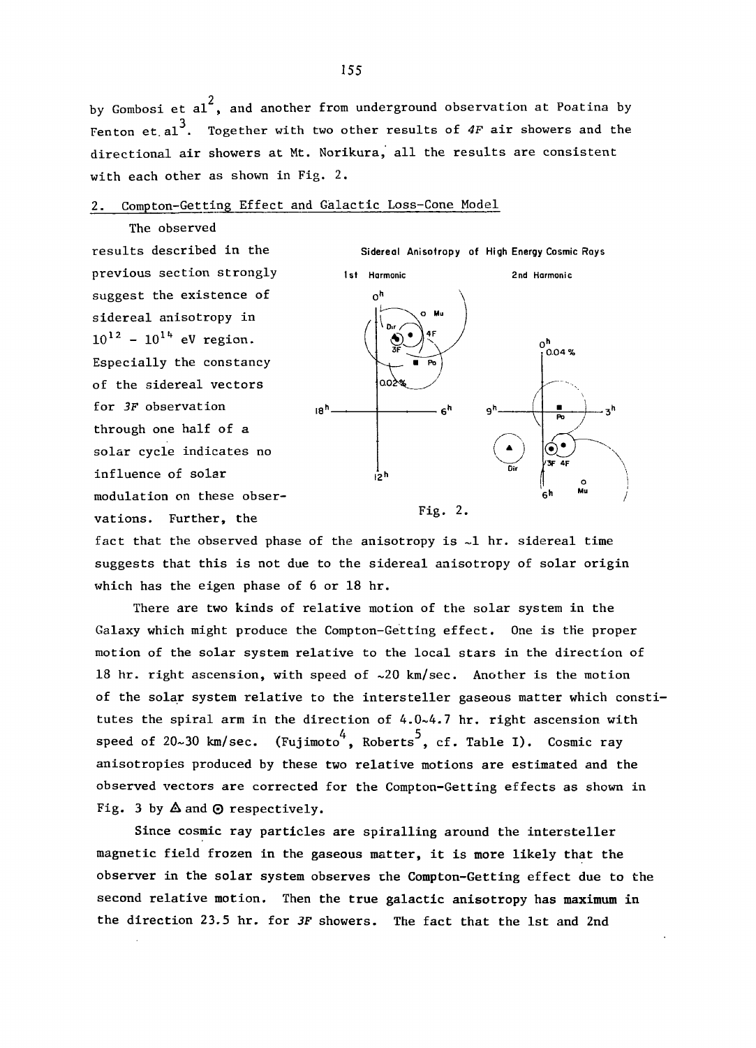by Gombosi et al[2], and another from underground observation at Poatina by Fenton et.al[3]. Together with two other results of *4F* air showers and the directional air showers at Mt. Norikura, all the results are consistent with each other as shown in Fig. 2.

## 2. Compton-Getting Effect and Galactic Loss-Cone Model

The observed results described in the previous section strongly suggest the existence of sidereal anisotropy in $10^{12}$ - $10^{14}$ eV region. Especially the constancy of the sidereal vectors for *3F* observation through one half of a solar cycle indicates no influence of solar modulation on these observations. Further, the fact that the observed phase of the anisotropy is ~1 hr. sidereal time suggests that this is not due to the sidereal anisotropy of solar origin which has the eigen phase of 6 or 18 hr.

Fig. 2.

There are two kinds of relative motion of the solar system in the Galaxy which might produce the Compton-Getting effect. One is the proper motion of the solar system relative to the local stars in the direction of 18 hr. right ascension, with speed of ~20 km/sec. Another is the motion of the solar system relative to the intersteller gaseous matter which constitutes the spiral arm in the direction of 4.0~4.7 hr. right ascension with speed of 20~30 km/sec. (Fujimoto[4], Roberts[5], cf. Table I). Cosmic ray anisotropies produced by these two relative motions are estimated and the observed vectors are corrected for the Compton-Getting effects as shown in Fig. 3 by ▲ and ⊙ respectively.

Since cosmic ray particles are spiralling around the intersteller magnetic field frozen in the gaseous matter, it is more likely that the observer in the solar system observes the Compton-Getting effect due to the second relative motion. Then the true galactic anisotropy has maximum in the direction 23.5 hr. for *3F* showers. The fact that the 1st and 2nd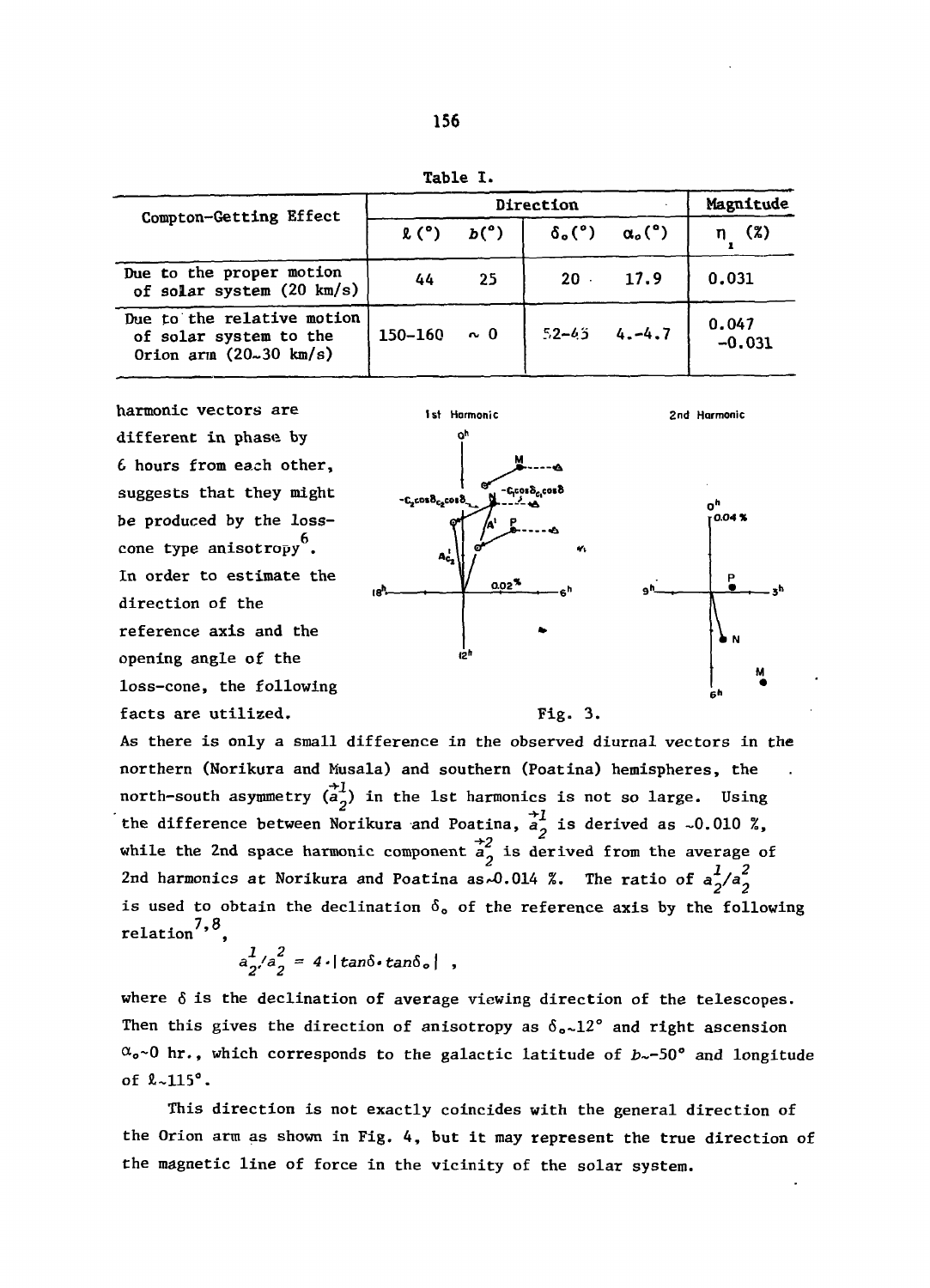Table I.

| Compton-Getting Effect | Direction | | | | Magnitude |
|---|---|---|---|---|---|
| | $\ell$ (°) | $b$(°) | $\delta_o$(°) | $\alpha_o$(°) | $\eta_1$ (%) |
| Due to the proper motion of solar system (20 km/s) | 44 | 25 | 20 | 17.9 | 0.031 |
| Due to the relative motion of solar system to the Orion arm (20~30 km/s) | 150-160 | ~ 0 | 52-45 | 4.-4.7 | 0.047 -0.031 |

harmonic vectors are different in phase by 6 hours from each other, suggests that they might be produced by the loss-cone type anisotropy[6]. In order to estimate the direction of the reference axis and the opening angle of the loss-cone, the following facts are utilized.

Fig. 3.

As there is only a small difference in the observed diurnal vectors in the northern (Norikura and Musala) and southern (Poatina) hemispheres, the north-south asymmetry ($\vec{a}_2^1$) in the 1st harmonics is not so large. Using the difference between Norikura and Poatina, $\vec{a}_2^1$ is derived as ~0.010 %, while the 2nd space harmonic component $\vec{a}_2^2$ is derived from the average of 2nd harmonics at Norikura and Poatina as ~0.014 %. The ratio of $a_2^1/a_2^2$ is used to obtain the declination $\delta_o$ of the reference axis by the following relation[7,8],

$$a_2^1/a_2^2 = 4 \cdot |\tan\delta \cdot \tan\delta_o| \quad ,$$

where $\delta$ is the declination of average viewing direction of the telescopes. Then this gives the direction of anisotropy as $\delta_o$~12° and right ascension $\alpha_o$~0 hr., which corresponds to the galactic latitude of $b$~-50° and longitude of $\ell$~115°.

This direction is not exactly coincides with the general direction of the Orion arm as shown in Fig. 4, but it may represent the true direction of the magnetic line of force in the vicinity of the solar system.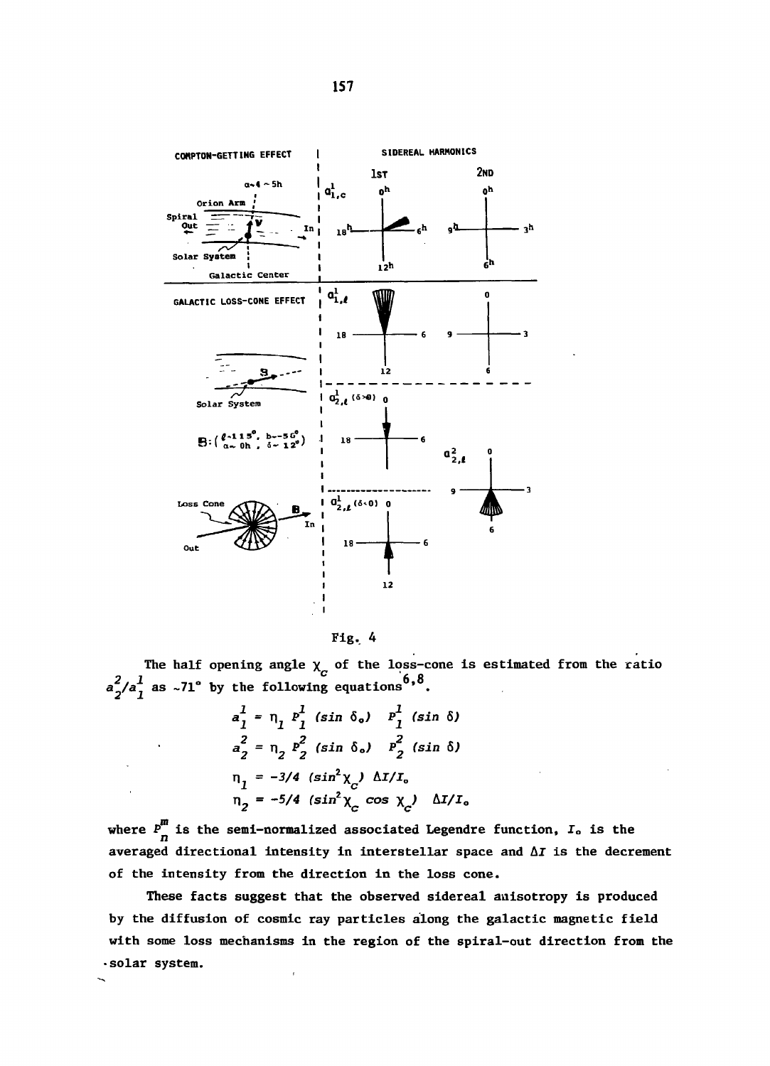Fig. 4

The half opening angle $\chi_c$ of the loss-cone is estimated from the ratio $a_2^2/a_1^1$ as ~71° by the following equations[6,8].

$$a_1^1 = \eta_1 \, P_1^1 \, (\sin \delta_0) \quad P_1^1 \, (\sin \delta)$$

$$a_2^2 = \eta_2 \, P_2^2 \, (\sin \delta_0) \quad P_2^2 \, (\sin \delta)$$

$$\eta_1 = -3/4 \, (\sin^2 \chi_c) \, \Delta I / I_0$$

$$\eta_2 = -5/4 \, (\sin^2 \chi_c \cos \chi_c) \quad \Delta I / I_0$$

where $P_n^m$ is the semi-normalized associated Legendre function, $I_0$ is the averaged directional intensity in interstellar space and $\Delta I$ is the decrement of the intensity from the direction in the loss cone.

These facts suggest that the observed sidereal anisotropy is produced by the diffusion of cosmic ray particles along the galactic magnetic field with some loss mechanisms in the region of the spiral-out direction from the solar system.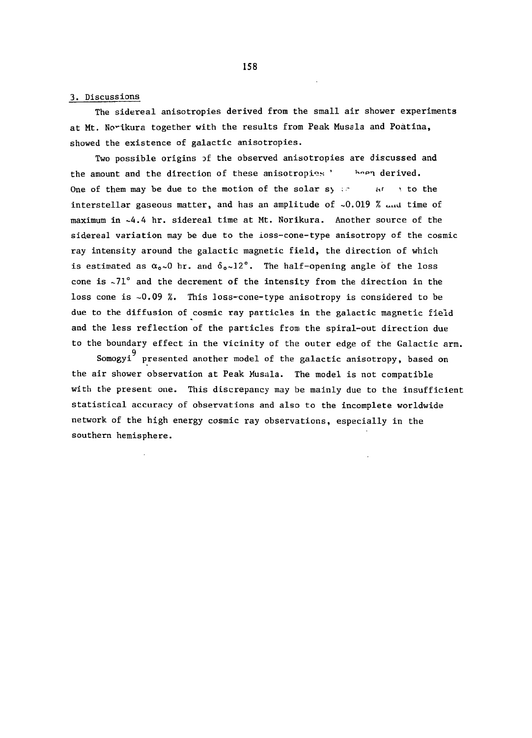## 3. Discussions

The sidereal anisotropies derived from the small air shower experiments at Mt. Norikura together with the results from Peak Musala and Poatina, showed the existence of galactic anisotropies.

Two possible origins of the observed anisotropies are discussed and the amount and the direction of these anisotropies have been derived. One of them may be due to the motion of the solar system relative to the interstellar gaseous matter, and has an amplitude of ~0.019 % and time of maximum in ~4.4 hr. sidereal time at Mt. Norikura. Another source of the sidereal variation may be due to the loss-cone-type anisotropy of the cosmic ray intensity around the galactic magnetic field, the direction of which is estimated as $\alpha_0 \sim 0$ hr. and $\delta_0 \sim 12°$. The half-opening angle of the loss cone is ~71° and the decrement of the intensity from the direction in the loss cone is ~0.09 %. This loss-cone-type anisotropy is considered to be due to the diffusion of cosmic ray particles in the galactic magnetic field and the less reflection of the particles from the spiral-out direction due to the boundary effect in the vicinity of the outer edge of the Galactic arm.

Somogyi[9] presented another model of the galactic anisotropy, based on the air shower observation at Peak Musala. The model is not compatible with the present one. This discrepancy may be mainly due to the insufficient statistical accuracy of observations and also to the incomplete worldwide network of the high energy cosmic ray observations, especially in the southern hemisphere.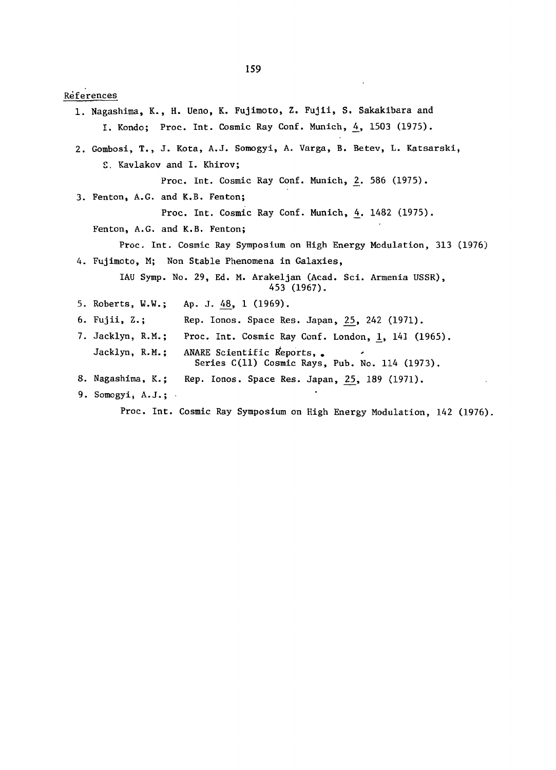## References

1. Nagashima, K., H. Ueno, K. Fujimoto, Z. Fujii, S. Sakakibara and I. Kondo; Proc. Int. Cosmic Ray Conf. Munich, 4, 1503 (1975).
2. Gombosi, T., J. Kota, A.J. Somogyi, A. Varga, B. Betev, L. Katsarski, S. Kavlakov and I. Khirov;
   Proc. Int. Cosmic Ray Conf. Munich, 2. 586 (1975).
3. Fenton, A.G. and K.B. Fenton;
   Proc. Int. Cosmic Ray Conf. Munich, 4. 1482 (1975).
   Fenton, A.G. and K.B. Fenton;
   Proc. Int. Cosmic Ray Symposium on High Energy Modulation, 313 (1976)
4. Fujimoto, M; Non Stable Phenomena in Galaxies,
   IAU Symp. No. 29, Ed. M. Arakeljan (Acad. Sci. Armenia USSR), 453 (1967).
5. Roberts, W.W.; Ap. J. 48, 1 (1969).
6. Fujii, Z.; Rep. Ionos. Space Res. Japan, 25, 242 (1971).
7. Jacklyn, R.M.; Proc. Int. Cosmic Ray Conf. London, 1, 141 (1965).
   Jacklyn, R.M.; ANARE Scientific Reports, Series C(11) Cosmic Rays, Pub. No. 114 (1973).
8. Nagashima, K.; Rep. Ionos. Space Res. Japan, 25, 189 (1971).
9. Somogyi, A.J.;
   Proc. Int. Cosmic Ray Symposium on High Energy Modulation, 142 (1976).